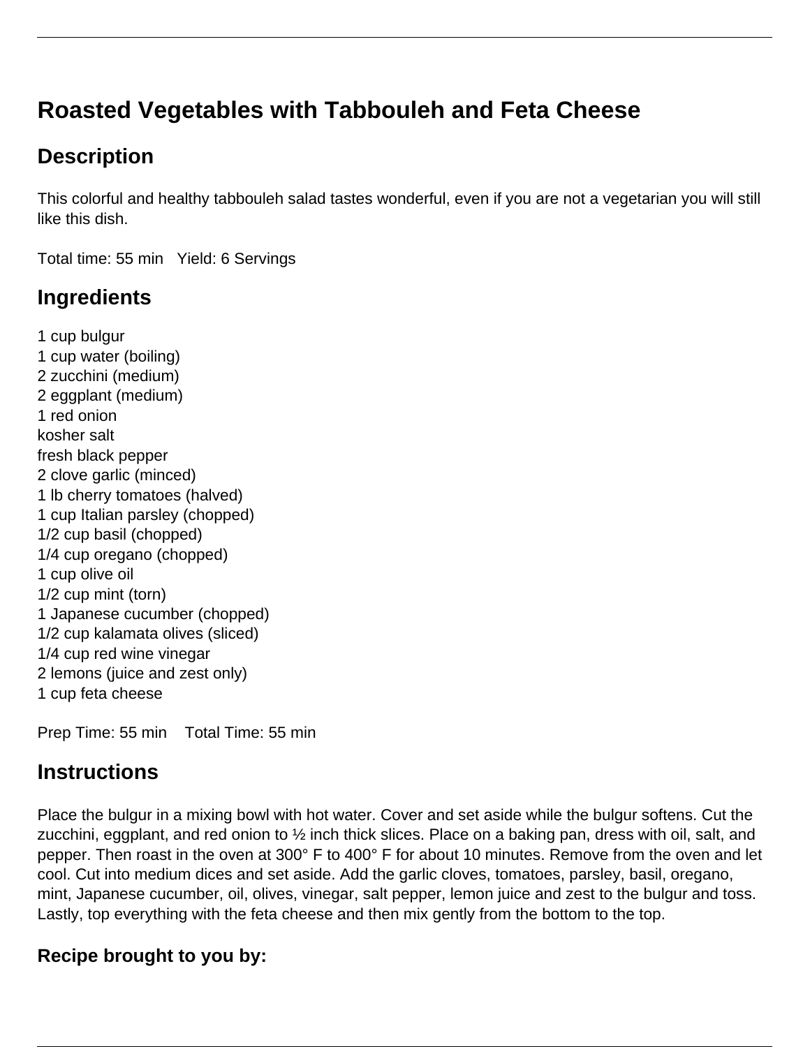# Roasted Vegetables with Tabbouleh and Feta Cheese

## Description

This colorful and healthy tabbouleh salad tastes wonderful, even if you are not a vegetarian you will still like this dish.

Total time: 55 min   Yield: 6 Servings

## Ingredients

1 cup bulgur
1 cup water (boiling)
2 zucchini (medium)
2 eggplant (medium)
1 red onion
kosher salt
fresh black pepper
2 clove garlic (minced)
1 lb cherry tomatoes (halved)
1 cup Italian parsley (chopped)
1/2 cup basil (chopped)
1/4 cup oregano (chopped)
1 cup olive oil
1/2 cup mint (torn)
1 Japanese cucumber (chopped)
1/2 cup kalamata olives (sliced)
1/4 cup red wine vinegar
2 lemons (juice and zest only)
1 cup feta cheese

Prep Time: 55 min   Total Time: 55 min

## Instructions

Place the bulgur in a mixing bowl with hot water. Cover and set aside while the bulgur softens. Cut the zucchini, eggplant, and red onion to ½ inch thick slices. Place on a baking pan, dress with oil, salt, and pepper. Then roast in the oven at 300° F to 400° F for about 10 minutes. Remove from the oven and let cool. Cut into medium dices and set aside. Add the garlic cloves, tomatoes, parsley, basil, oregano, mint, Japanese cucumber, oil, olives, vinegar, salt pepper, lemon juice and zest to the bulgur and toss. Lastly, top everything with the feta cheese and then mix gently from the bottom to the top.

### Recipe brought to you by: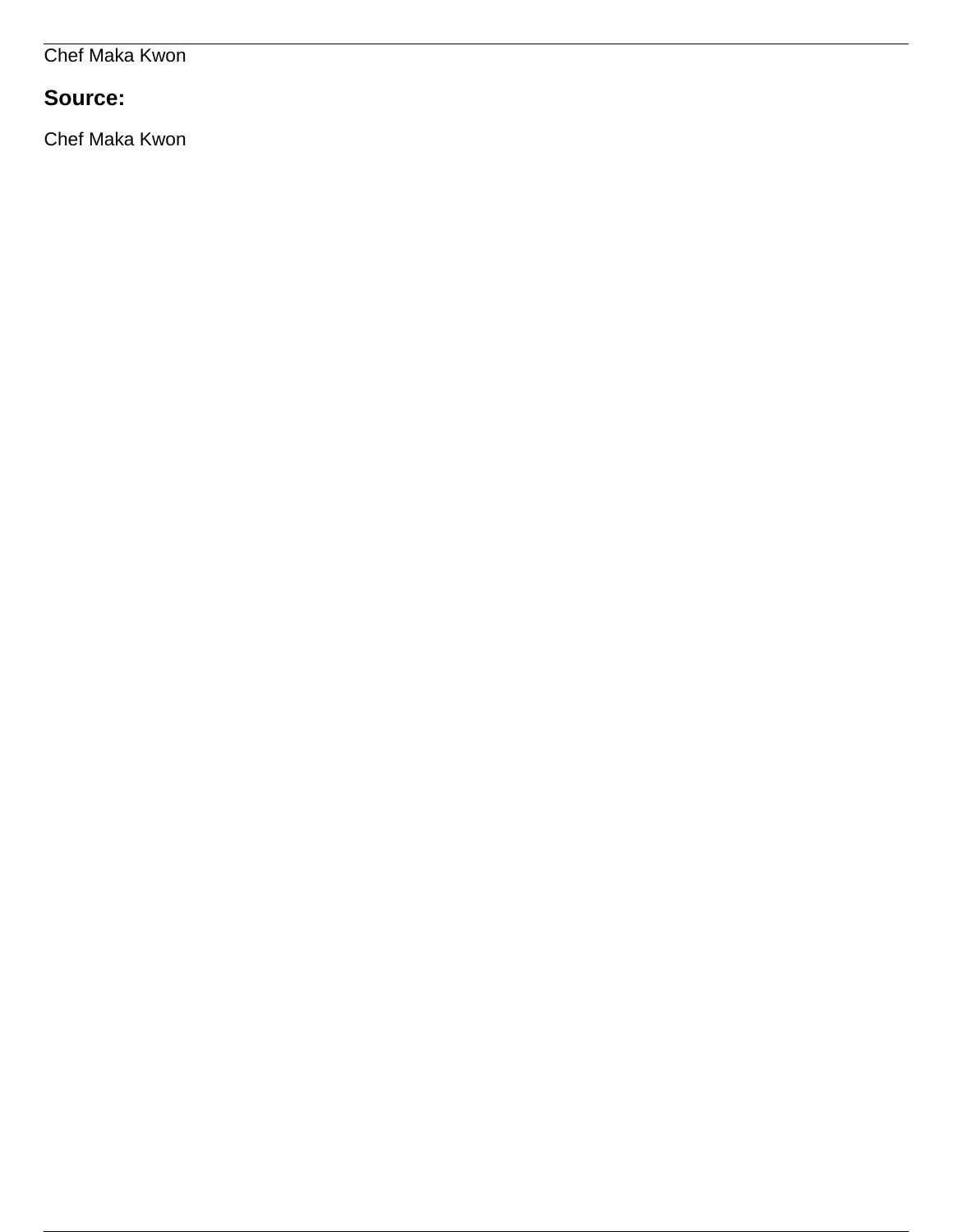Chef Maka Kwon

**Source:**

Chef Maka Kwon